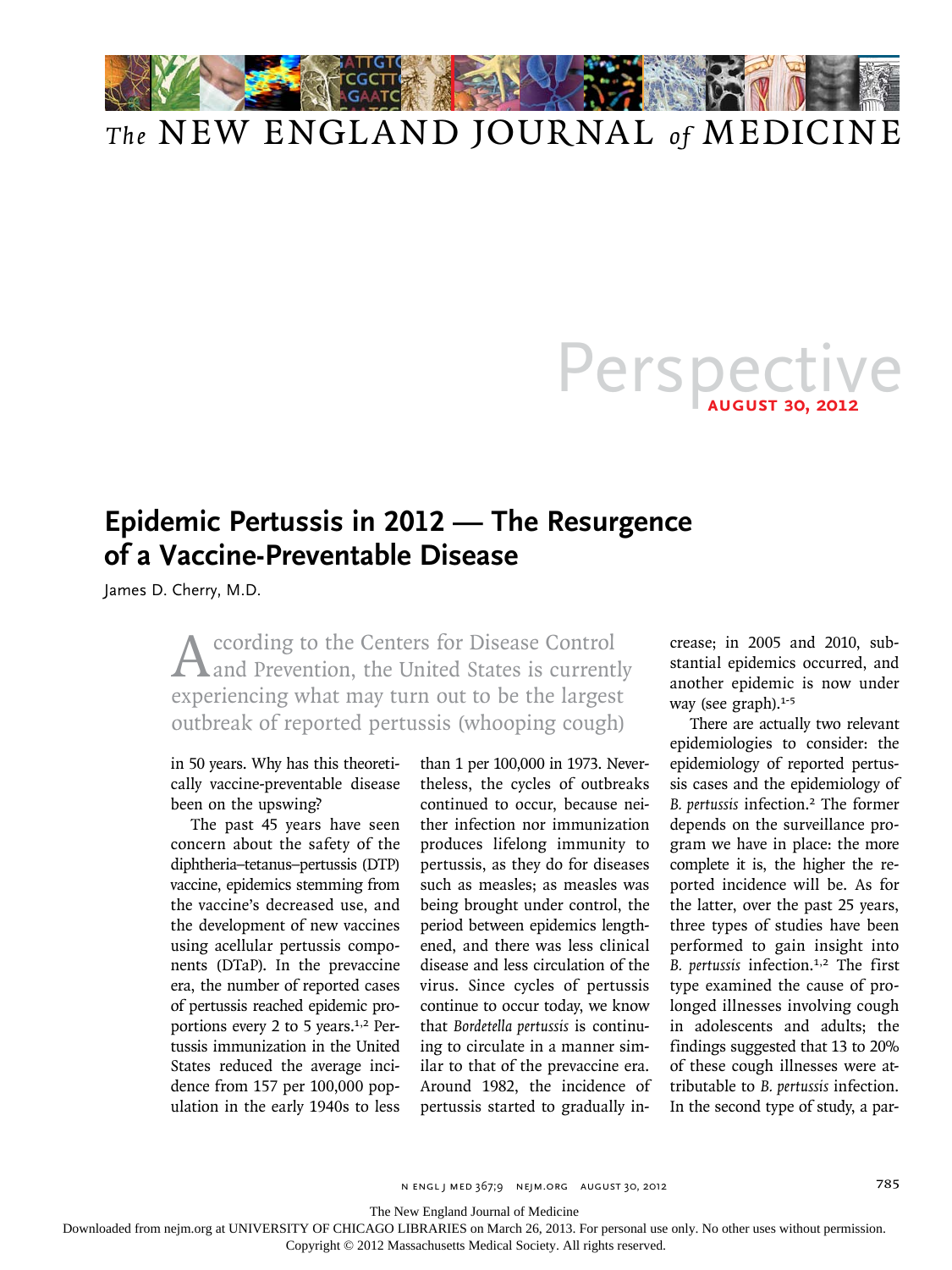# Perspective

AUGUST 30, 2012

## Epidemic Pertussis in 2012 — The Resurgence of a Vaccine-Preventable Disease

James D. Cherry, M.D.

According to the Centers for Disease Control and Prevention, the United States is currently experiencing what may turn out to be the largest outbreak of reported pertussis (whooping cough) in 50 years. Why has this theoretically vaccine-preventable disease been on the upswing?

The past 45 years have seen concern about the safety of the diphtheria–tetanus–pertussis (DTP) vaccine, epidemics stemming from the vaccine's decreased use, and the development of new vaccines using acellular pertussis components (DTaP). In the prevaccine era, the number of reported cases of pertussis reached epidemic proportions every 2 to 5 years.[1,2] Pertussis immunization in the United States reduced the average incidence from 157 per 100,000 population in the early 1940s to less than 1 per 100,000 in 1973. Nevertheless, the cycles of outbreaks continued to occur, because neither infection nor immunization produces lifelong immunity to pertussis, as they do for diseases such as measles; as measles was being brought under control, the period between epidemics lengthened, and there was less clinical disease and less circulation of the virus. Since cycles of pertussis continue to occur today, we know that *Bordetella pertussis* is continuing to circulate in a manner similar to that of the prevaccine era. Around 1982, the incidence of pertussis started to gradually increase; in 2005 and 2010, substantial epidemics occurred, and another epidemic is now under way (see graph).[1-5]

There are actually two relevant epidemiologies to consider: the epidemiology of reported pertussis cases and the epidemiology of *B. pertussis* infection.[2] The former depends on the surveillance program we have in place: the more complete it is, the higher the reported incidence will be. As for the latter, over the past 25 years, three types of studies have been performed to gain insight into *B. pertussis* infection.[1,2] The first type examined the cause of prolonged illnesses involving cough in adolescents and adults; the findings suggested that 13 to 20% of these cough illnesses were attributable to *B. pertussis* infection. In the second type of study, a par-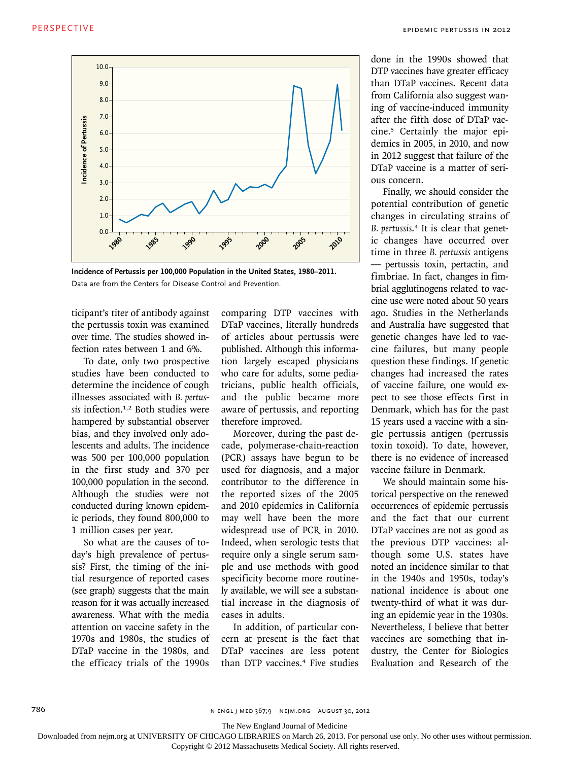Incidence of Pertussis

10.0
9.0
8.0
7.0
6.0
5.0
4.0
3.0
2.0
1.0
0.0

1980
1985
1990
1995
2000
2005
2010

**Incidence of Pertussis per 100,000 Population in the United States, 1980–2011.**
Data are from the Centers for Disease Control and Prevention.

ticipant's titer of antibody against the pertussis toxin was examined over time. The studies showed infection rates between 1 and 6%.

To date, only two prospective studies have been conducted to determine the incidence of cough illnesses associated with *B. pertussis* infection.[1,2] Both studies were hampered by substantial observer bias, and they involved only adolescents and adults. The incidence was 500 per 100,000 population in the first study and 370 per 100,000 population in the second. Although the studies were not conducted during known epidemic periods, they found 800,000 to 1 million cases per year.

So what are the causes of today's high prevalence of pertussis? First, the timing of the initial resurgence of reported cases (see graph) suggests that the main reason for it was actually increased awareness. What with the media attention on vaccine safety in the 1970s and 1980s, the studies of DTaP vaccine in the 1980s, and the efficacy trials of the 1990s comparing DTP vaccines with DTaP vaccines, literally hundreds of articles about pertussis were published. Although this information largely escaped physicians who care for adults, some pediatricians, public health officials, and the public became more aware of pertussis, and reporting therefore improved.

Moreover, during the past decade, polymerase-chain-reaction (PCR) assays have begun to be used for diagnosis, and a major contributor to the difference in the reported sizes of the 2005 and 2010 epidemics in California may well have been the more widespread use of PCR in 2010. Indeed, when serologic tests that require only a single serum sample and use methods with good specificity become more routinely available, we will see a substantial increase in the diagnosis of cases in adults.

In addition, of particular concern at present is the fact that DTaP vaccines are less potent than DTP vaccines.[4] Five studies done in the 1990s showed that DTP vaccines have greater efficacy than DTaP vaccines. Recent data from California also suggest waning of vaccine-induced immunity after the fifth dose of DTaP vaccine.[5] Certainly the major epidemics in 2005, in 2010, and now in 2012 suggest that failure of the DTaP vaccine is a matter of serious concern.

Finally, we should consider the potential contribution of genetic changes in circulating strains of *B. pertussis*.[4] It is clear that genetic changes have occurred over time in three *B. pertussis* antigens — pertussis toxin, pertactin, and fimbriae. In fact, changes in fimbrial agglutinogens related to vaccine use were noted about 50 years ago. Studies in the Netherlands and Australia have suggested that genetic changes have led to vaccine failures, but many people question these findings. If genetic changes had increased the rates of vaccine failure, one would expect to see those effects first in Denmark, which has for the past 15 years used a vaccine with a single pertussis antigen (pertussis toxin toxoid). To date, however, there is no evidence of increased vaccine failure in Denmark.

We should maintain some historical perspective on the renewed occurrences of epidemic pertussis and the fact that our current DTaP vaccines are not as good as the previous DTP vaccines: although some U.S. states have noted an incidence similar to that in the 1940s and 1950s, today's national incidence is about one twenty-third of what it was during an epidemic year in the 1930s. Nevertheless, I believe that better vaccines are something that industry, the Center for Biologics Evaluation and Research of the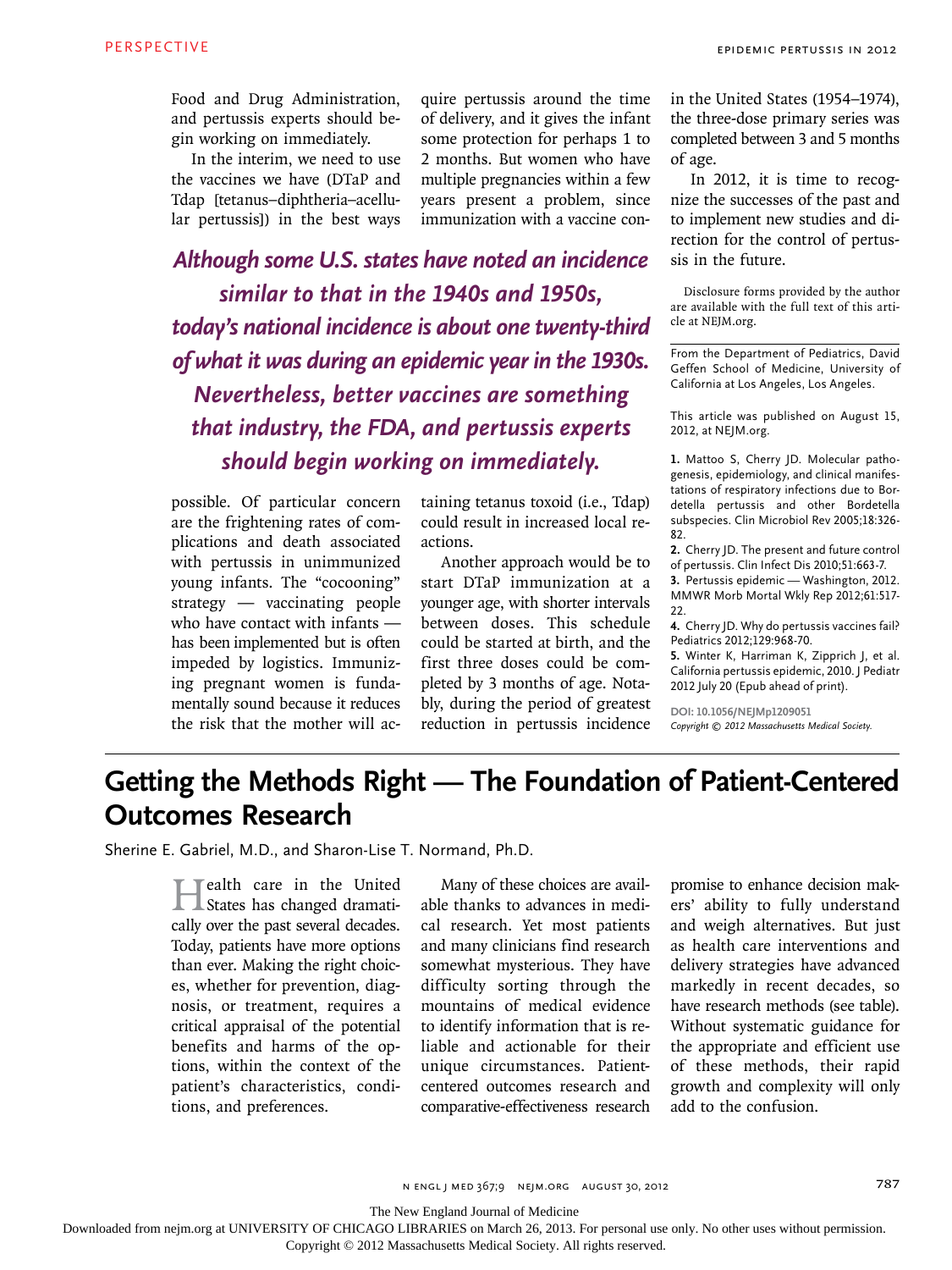Food and Drug Administration, and pertussis experts should begin working on immediately.

In the interim, we need to use the vaccines we have (DTaP and Tdap [tetanus–diphtheria–acellular pertussis]) in the best ways possible. Of particular concern are the frightening rates of complications and death associated with pertussis in unimmunized young infants. The "cocooning" strategy — vaccinating people who have contact with infants — has been implemented but is often impeded by logistics. Immunizing pregnant women is fundamentally sound because it reduces the risk that the mother will acquire pertussis around the time of delivery, and it gives the infant some protection for perhaps 1 to 2 months. But women who have multiple pregnancies within a few years present a problem, since immunization with a vaccine containing tetanus toxoid (i.e., Tdap) could result in increased local reactions.

**_Although some U.S. states have noted an incidence similar to that in the 1940s and 1950s, today's national incidence is about one twenty-third of what it was during an epidemic year in the 1930s. Nevertheless, better vaccines are something that industry, the FDA, and pertussis experts should begin working on immediately._**

Another approach would be to start DTaP immunization at a younger age, with shorter intervals between doses. This schedule could be started at birth, and the first three doses could be completed by 3 months of age. Notably, during the period of greatest reduction in pertussis incidence in the United States (1954–1974), the three-dose primary series was completed between 3 and 5 months of age.

In 2012, it is time to recognize the successes of the past and to implement new studies and direction for the control of pertussis in the future.

Disclosure forms provided by the author are available with the full text of this article at NEJM.org.

From the Department of Pediatrics, David Geffen School of Medicine, University of California at Los Angeles, Los Angeles.

This article was published on August 15, 2012, at NEJM.org.

1. Mattoo S, Cherry JD. Molecular pathogenesis, epidemiology, and clinical manifestations of respiratory infections due to Bordetella pertussis and other Bordetella subspecies. Clin Microbiol Rev 2005;18:326-82.
2. Cherry JD. The present and future control of pertussis. Clin Infect Dis 2010;51:663-7.
3. Pertussis epidemic — Washington, 2012. MMWR Morb Mortal Wkly Rep 2012;61:517-22.
4. Cherry JD. Why do pertussis vaccines fail? Pediatrics 2012;129:968-70.
5. Winter K, Harriman K, Zipprich J, et al. California pertussis epidemic, 2010. J Pediatr 2012 July 20 (Epub ahead of print).

DOI: 10.1056/NEJMp1209051
*Copyright © 2012 Massachusetts Medical Society.*

# Getting the Methods Right — The Foundation of Patient-Centered Outcomes Research

Sherine E. Gabriel, M.D., and Sharon-Lise T. Normand, Ph.D.

Health care in the United States has changed dramatically over the past several decades. Today, patients have more options than ever. Making the right choices, whether for prevention, diagnosis, or treatment, requires a critical appraisal of the potential benefits and harms of the options, within the context of the patient's characteristics, conditions, and preferences.

Many of these choices are available thanks to advances in medical research. Yet most patients and many clinicians find research somewhat mysterious. They have difficulty sorting through the mountains of medical evidence to identify information that is reliable and actionable for their unique circumstances. Patient-centered outcomes research and comparative-effectiveness research promise to enhance decision makers' ability to fully understand and weigh alternatives. But just as health care interventions and delivery strategies have advanced markedly in recent decades, so have research methods (see table). Without systematic guidance for the appropriate and efficient use of these methods, their rapid growth and complexity will only add to the confusion.